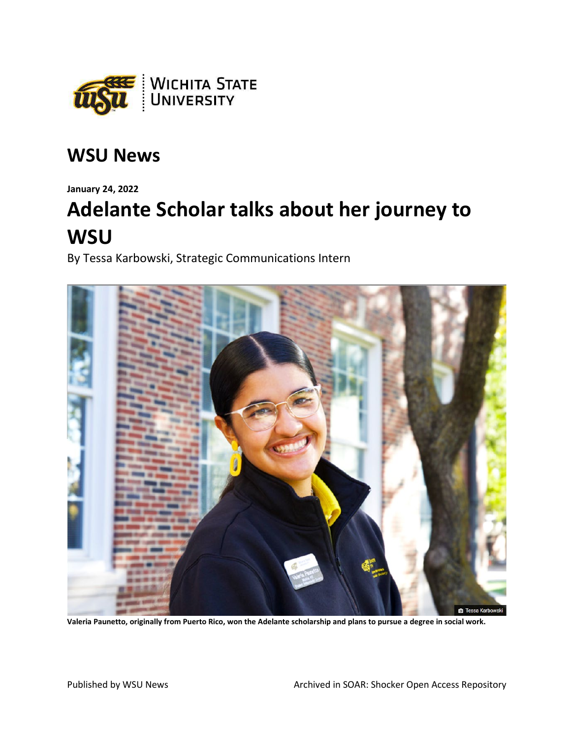# WSU News

**January 24, 2022**

# Adelante Scholar talks about her journey to WSU

By Tessa Karbowski, Strategic Communications Intern

**Valeria Paunetto, originally from Puerto Rico, won the Adelante scholarship and plans to pursue a degree in social work.**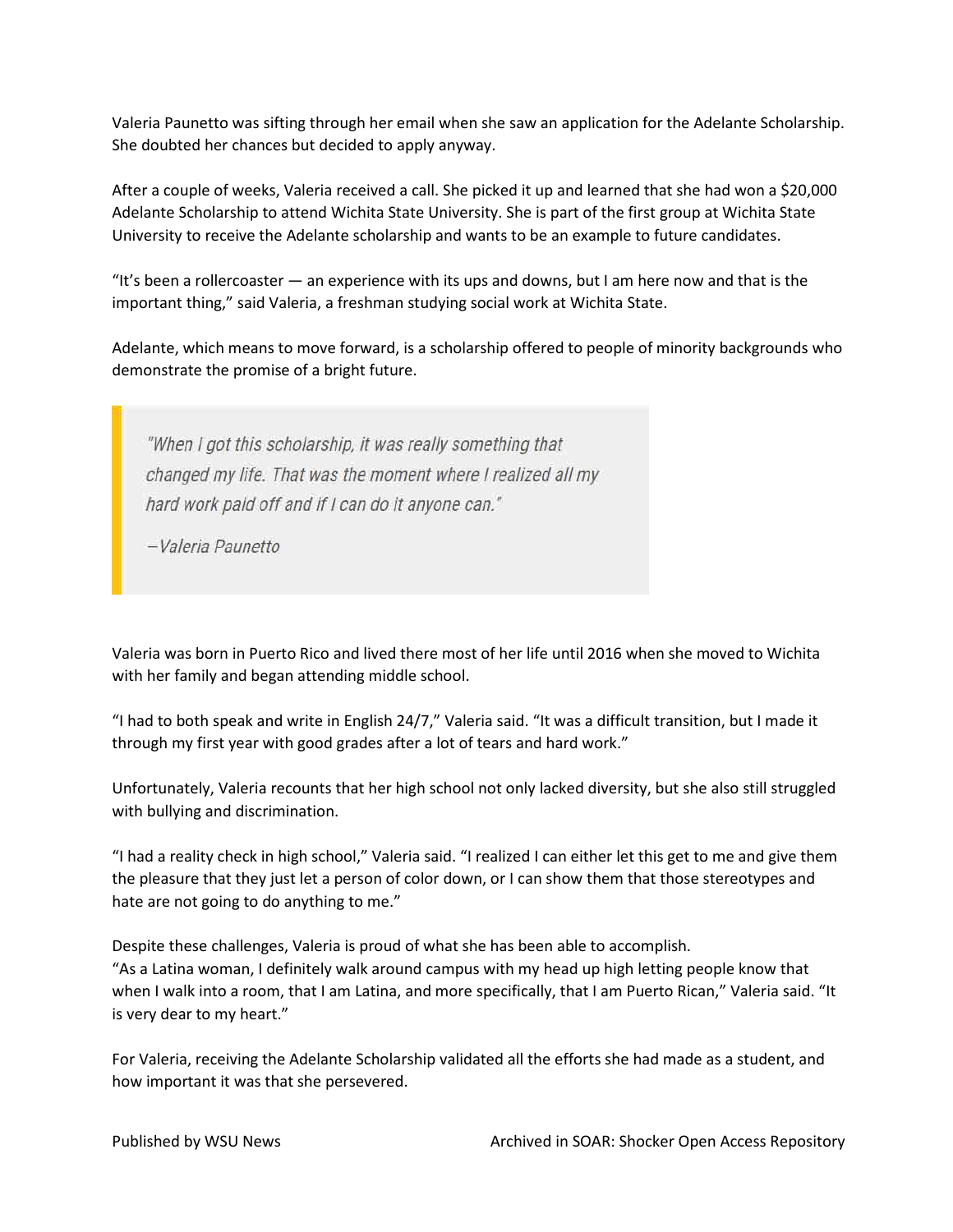Valeria Paunetto was sifting through her email when she saw an application for the Adelante Scholarship. She doubted her chances but decided to apply anyway.

After a couple of weeks, Valeria received a call. She picked it up and learned that she had won a $20,000 Adelante Scholarship to attend Wichita State University. She is part of the first group at Wichita State University to receive the Adelante scholarship and wants to be an example to future candidates.

“It’s been a rollercoaster — an experience with its ups and downs, but I am here now and that is the important thing,” said Valeria, a freshman studying social work at Wichita State.

Adelante, which means to move forward, is a scholarship offered to people of minority backgrounds who demonstrate the promise of a bright future.

> *"When I got this scholarship, it was really something that changed my life. That was the moment where I realized all my hard work paid off and if I can do it anyone can."*
>
> *—Valeria Paunetto*

Valeria was born in Puerto Rico and lived there most of her life until 2016 when she moved to Wichita with her family and began attending middle school.

“I had to both speak and write in English 24/7,” Valeria said. “It was a difficult transition, but I made it through my first year with good grades after a lot of tears and hard work.”

Unfortunately, Valeria recounts that her high school not only lacked diversity, but she also still struggled with bullying and discrimination.

“I had a reality check in high school,” Valeria said. “I realized I can either let this get to me and give them the pleasure that they just let a person of color down, or I can show them that those stereotypes and hate are not going to do anything to me.”

Despite these challenges, Valeria is proud of what she has been able to accomplish.
“As a Latina woman, I definitely walk around campus with my head up high letting people know that when I walk into a room, that I am Latina, and more specifically, that I am Puerto Rican,” Valeria said. “It is very dear to my heart.”

For Valeria, receiving the Adelante Scholarship validated all the efforts she had made as a student, and how important it was that she persevered.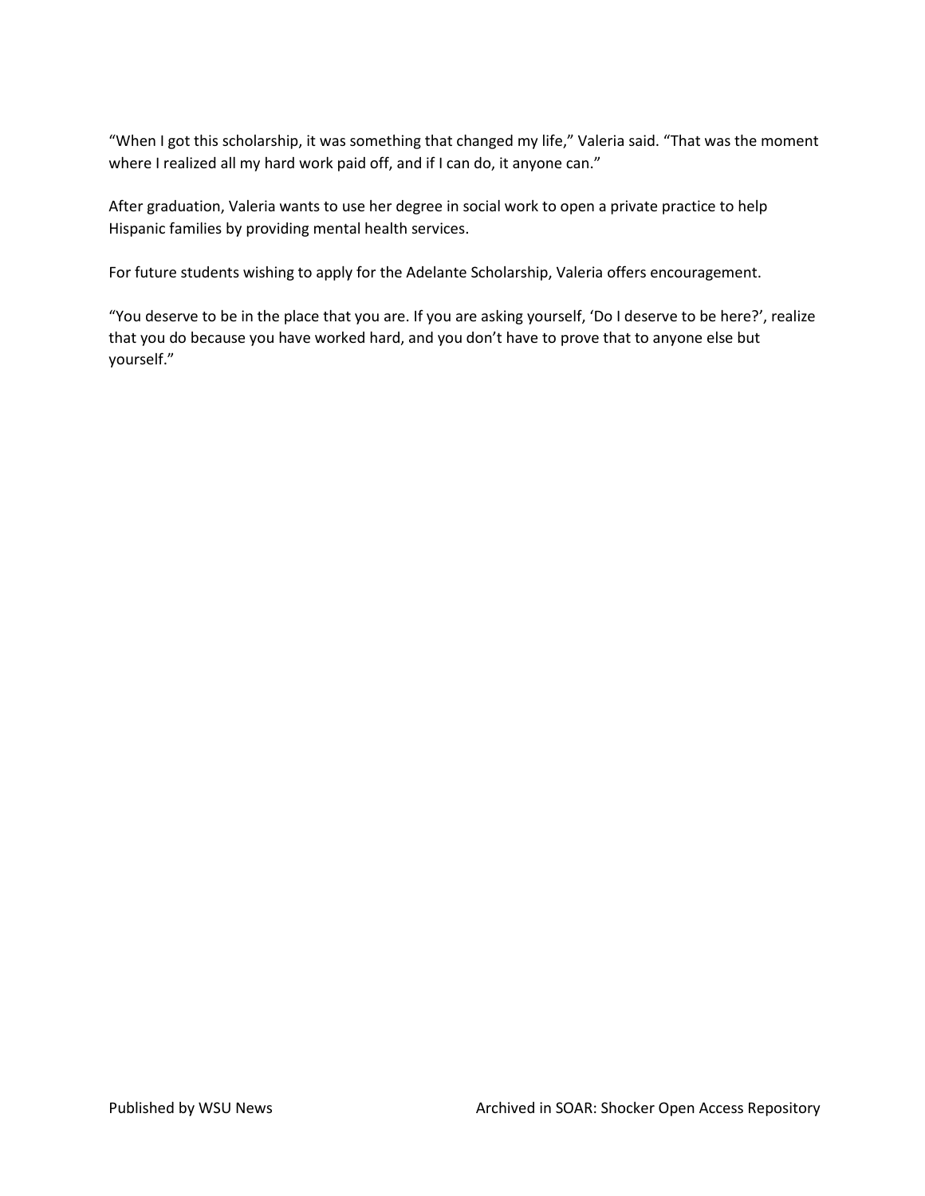"When I got this scholarship, it was something that changed my life," Valeria said. "That was the moment where I realized all my hard work paid off, and if I can do, it anyone can."

After graduation, Valeria wants to use her degree in social work to open a private practice to help Hispanic families by providing mental health services.

For future students wishing to apply for the Adelante Scholarship, Valeria offers encouragement.

"You deserve to be in the place that you are. If you are asking yourself, 'Do I deserve to be here?', realize that you do because you have worked hard, and you don't have to prove that to anyone else but yourself."